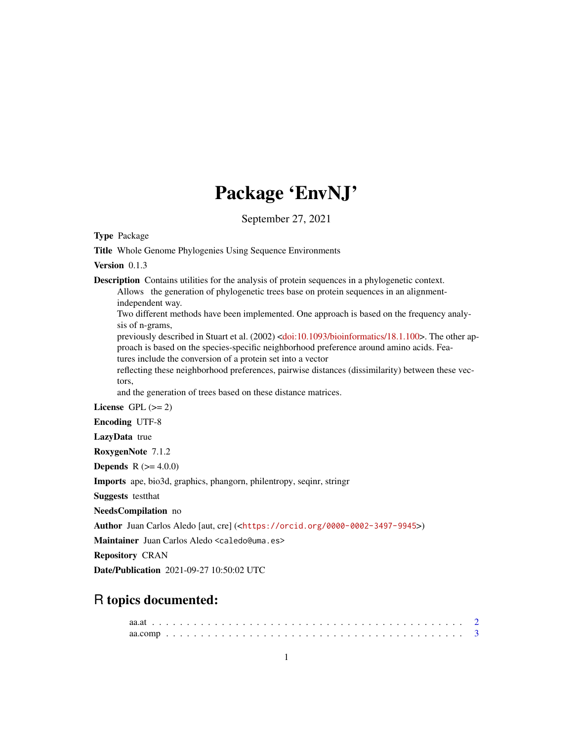# Package 'EnvNJ'

September 27, 2021

**Type** Package

**Title** Whole Genome Phylogenies Using Sequence Environments

**Version** 0.1.3

**Description** Contains utilities for the analysis of protein sequences in a phylogenetic context. Allows the generation of phylogenetic trees base on protein sequences in an alignment-independent way.
Two different methods have been implemented. One approach is based on the frequency analysis of n-grams,
previously described in Stuart et al. (2002) <doi:10.1093/bioinformatics/18.1.100>. The other approach is based on the species-specific neighborhood preference around amino acids. Features include the conversion of a protein set into a vector
reflecting these neighborhood preferences, pairwise distances (dissimilarity) between these vectors,
and the generation of trees based on these distance matrices.

**License** GPL (>= 2)

**Encoding** UTF-8

**LazyData** true

**RoxygenNote** 7.1.2

**Depends** R (>= 4.0.0)

**Imports** ape, bio3d, graphics, phangorn, philentropy, seqinr, stringr

**Suggests** testthat

**NeedsCompilation** no

**Author** Juan Carlos Aledo [aut, cre] (<https://orcid.org/0000-0002-3497-9945>)

**Maintainer** Juan Carlos Aledo <caledo@uma.es>

**Repository** CRAN

**Date/Publication** 2021-09-27 10:50:02 UTC

## R topics documented:

aa.at . . . . . . . . . . . . . . . . . . . . . . . . . . . . . . . . . . . . . . . . . . . 2
aa.comp . . . . . . . . . . . . . . . . . . . . . . . . . . . . . . . . . . . . . . . . . 3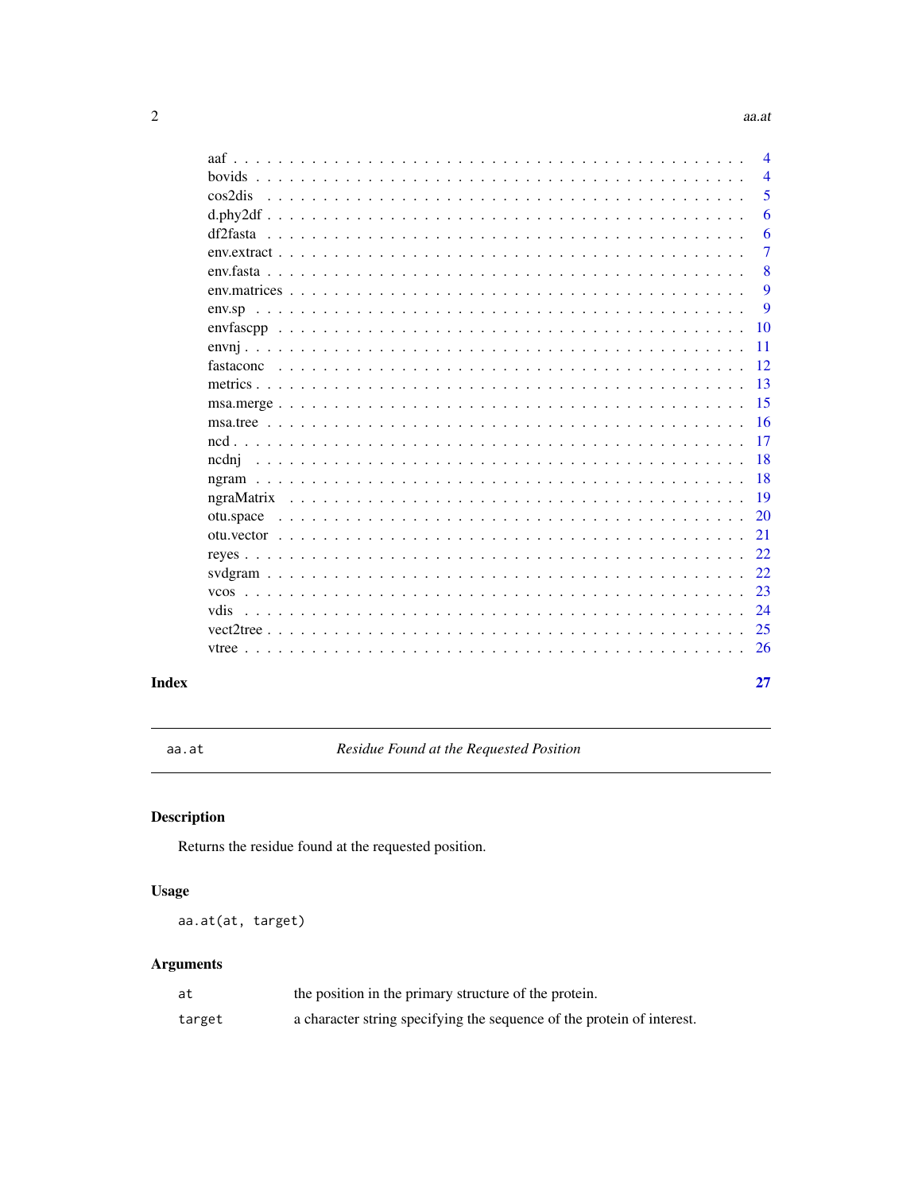| | |
|---|---|
| aaf | 4 |
| bovids | 4 |
| cos2dis | 5 |
| d.phy2df | 6 |
| df2fasta | 6 |
| env.extract | 7 |
| env.fasta | 8 |
| env.matrices | 9 |
| env.sp | 9 |
| envfascpp | 10 |
| envnj | 11 |
| fastaconc | 12 |
| metrics | 13 |
| msa.merge | 15 |
| msa.tree | 16 |
| ncd | 17 |
| ncdnj | 18 |
| ngram | 18 |
| ngraMatrix | 19 |
| otu.space | 20 |
| otu.vector | 21 |
| reyes | 22 |
| svdgram | 22 |
| vcos | 23 |
| vdis | 24 |
| vect2tree | 25 |
| vtree | 26 |

**Index** **27**

---

`aa.at` *Residue Found at the Requested Position*

---

## Description

Returns the residue found at the requested position.

## Usage

```
aa.at(at, target)
```

## Arguments

| | |
|---|---|
| `at` | the position in the primary structure of the protein. |
| `target` | a character string specifying the sequence of the protein of interest. |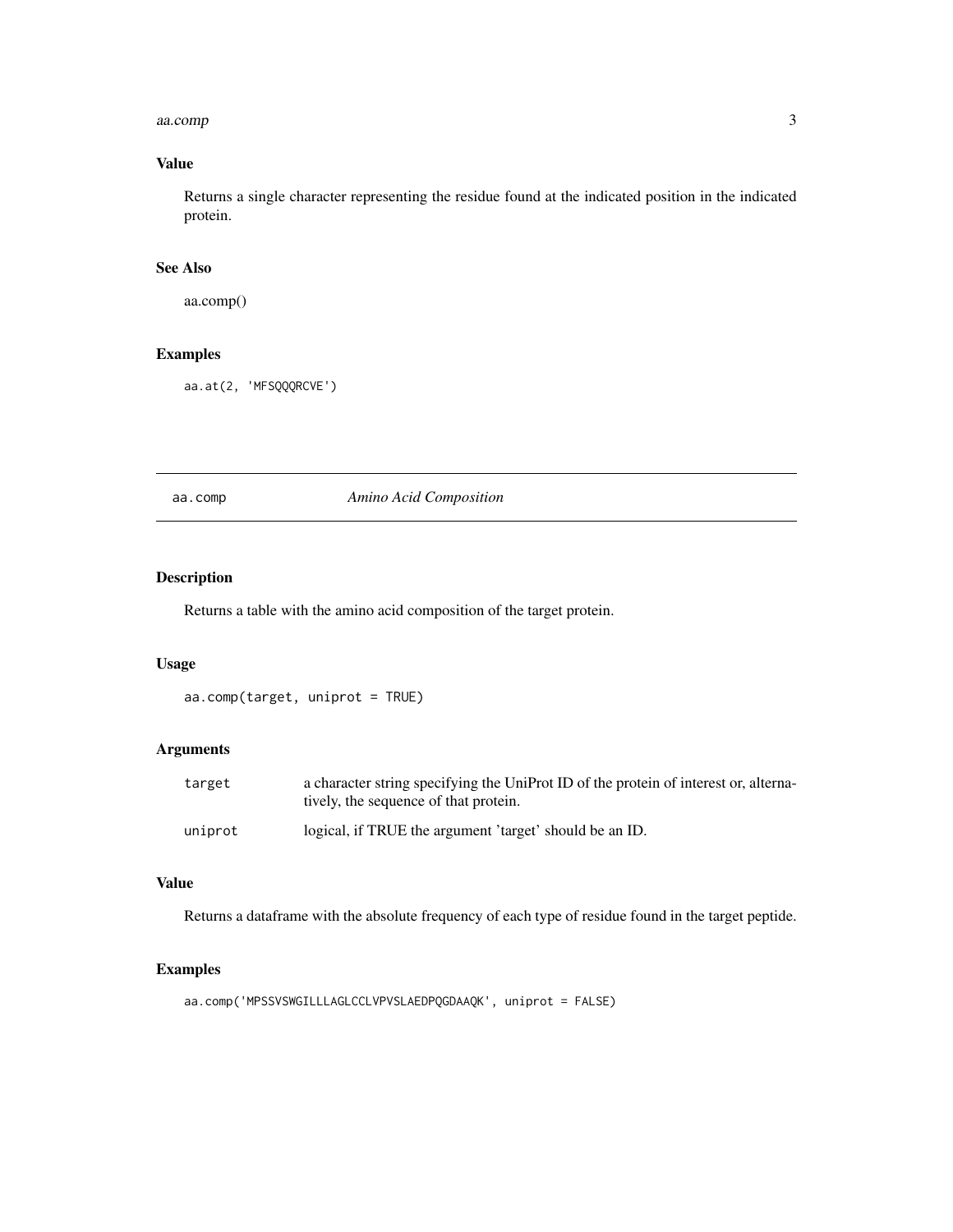### Value

Returns a single character representing the residue found at the indicated position in the indicated protein.

### See Also

aa.comp()

### Examples

```
aa.at(2, 'MFSQQQRCVE')
```

---

## aa.comp *Amino Acid Composition*

---

### Description

Returns a table with the amino acid composition of the target protein.

### Usage

```
aa.comp(target, uniprot = TRUE)
```

### Arguments

| | |
|---|---|
| target | a character string specifying the UniProt ID of the protein of interest or, alternatively, the sequence of that protein. |
| uniprot | logical, if TRUE the argument 'target' should be an ID. |

### Value

Returns a dataframe with the absolute frequency of each type of residue found in the target peptide.

### Examples

```
aa.comp('MPSSVSWGILLLAGLCCLVPVSLAEDPQGDAAQK', uniprot = FALSE)
```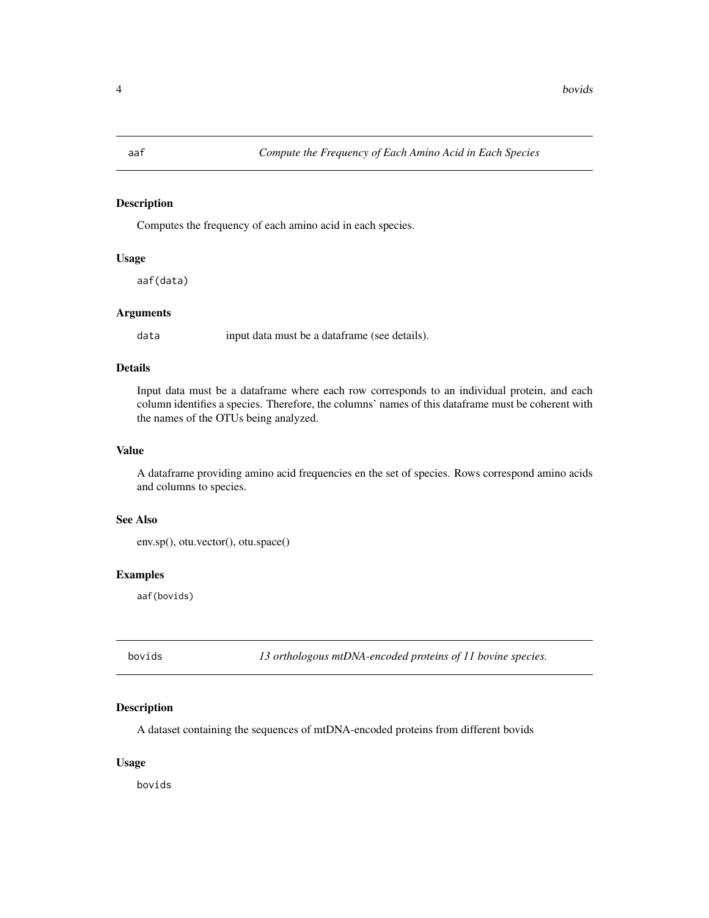## aaf — *Compute the Frequency of Each Amino Acid in Each Species*

### Description

Computes the frequency of each amino acid in each species.

### Usage

```
aaf(data)
```

### Arguments

| | |
|---|---|
| `data` | input data must be a dataframe (see details). |

### Details

Input data must be a dataframe where each row corresponds to an individual protein, and each column identifies a species. Therefore, the columns' names of this dataframe must be coherent with the names of the OTUs being analyzed.

### Value

A dataframe providing amino acid frequencies en the set of species. Rows correspond amino acids and columns to species.

### See Also

env.sp(), otu.vector(), otu.space()

### Examples

```
aaf(bovids)
```

## bovids — *13 orthologous mtDNA-encoded proteins of 11 bovine species.*

### Description

A dataset containing the sequences of mtDNA-encoded proteins from different bovids

### Usage

```
bovids
```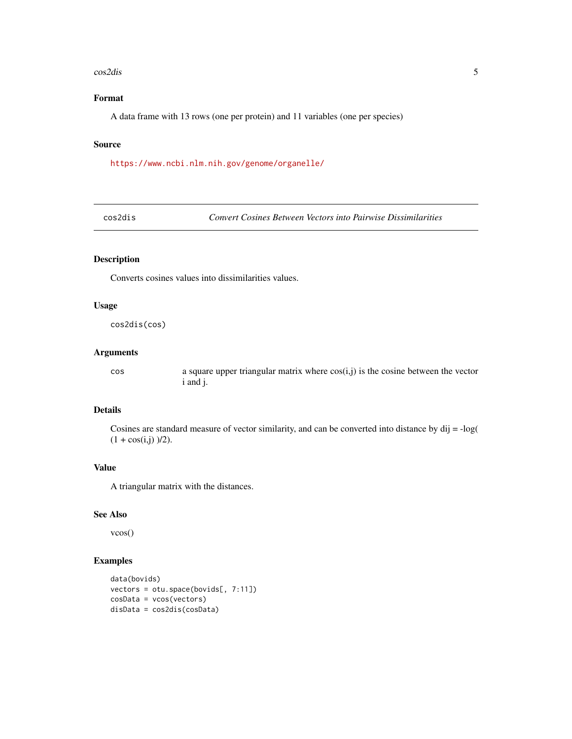### Format

A data frame with 13 rows (one per protein) and 11 variables (one per species)

### Source

https://www.ncbi.nlm.nih.gov/genome/organelle/

---

## cos2dis *Convert Cosines Between Vectors into Pairwise Dissimilarities*

---

### Description

Converts cosines values into dissimilarities values.

### Usage

```
cos2dis(cos)
```

### Arguments

| | |
|---|---|
| `cos` | a square upper triangular matrix where cos(i,j) is the cosine between the vector i and j. |

### Details

Cosines are standard measure of vector similarity, and can be converted into distance by dij = -log( (1 + cos(i,j) )/2).

### Value

A triangular matrix with the distances.

### See Also

vcos()

### Examples

```
data(bovids)
vectors = otu.space(bovids[, 7:11])
cosData = vcos(vectors)
disData = cos2dis(cosData)
```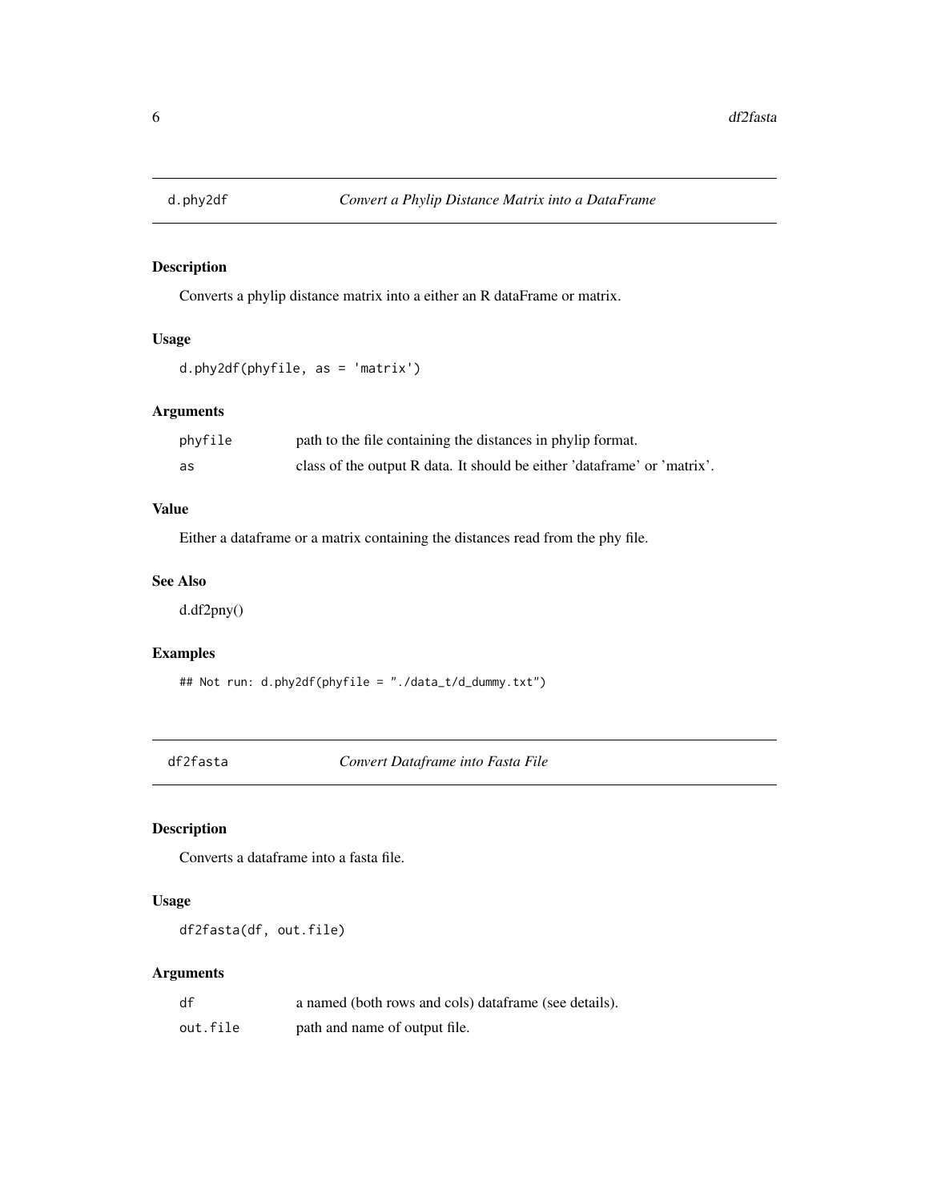## d.phy2df — *Convert a Phylip Distance Matrix into a DataFrame*

### Description

Converts a phylip distance matrix into a either an R dataFrame or matrix.

### Usage

```
d.phy2df(phyfile, as = 'matrix')
```

### Arguments

| | |
|---|---|
| `phyfile` | path to the file containing the distances in phylip format. |
| `as` | class of the output R data. It should be either 'dataframe' or 'matrix'. |

### Value

Either a dataframe or a matrix containing the distances read from the phy file.

### See Also

d.df2pny()

### Examples

```
## Not run: d.phy2df(phyfile = "./data_t/d_dummy.txt")
```

## df2fasta — *Convert Dataframe into Fasta File*

### Description

Converts a dataframe into a fasta file.

### Usage

```
df2fasta(df, out.file)
```

### Arguments

| | |
|---|---|
| `df` | a named (both rows and cols) dataframe (see details). |
| `out.file` | path and name of output file. |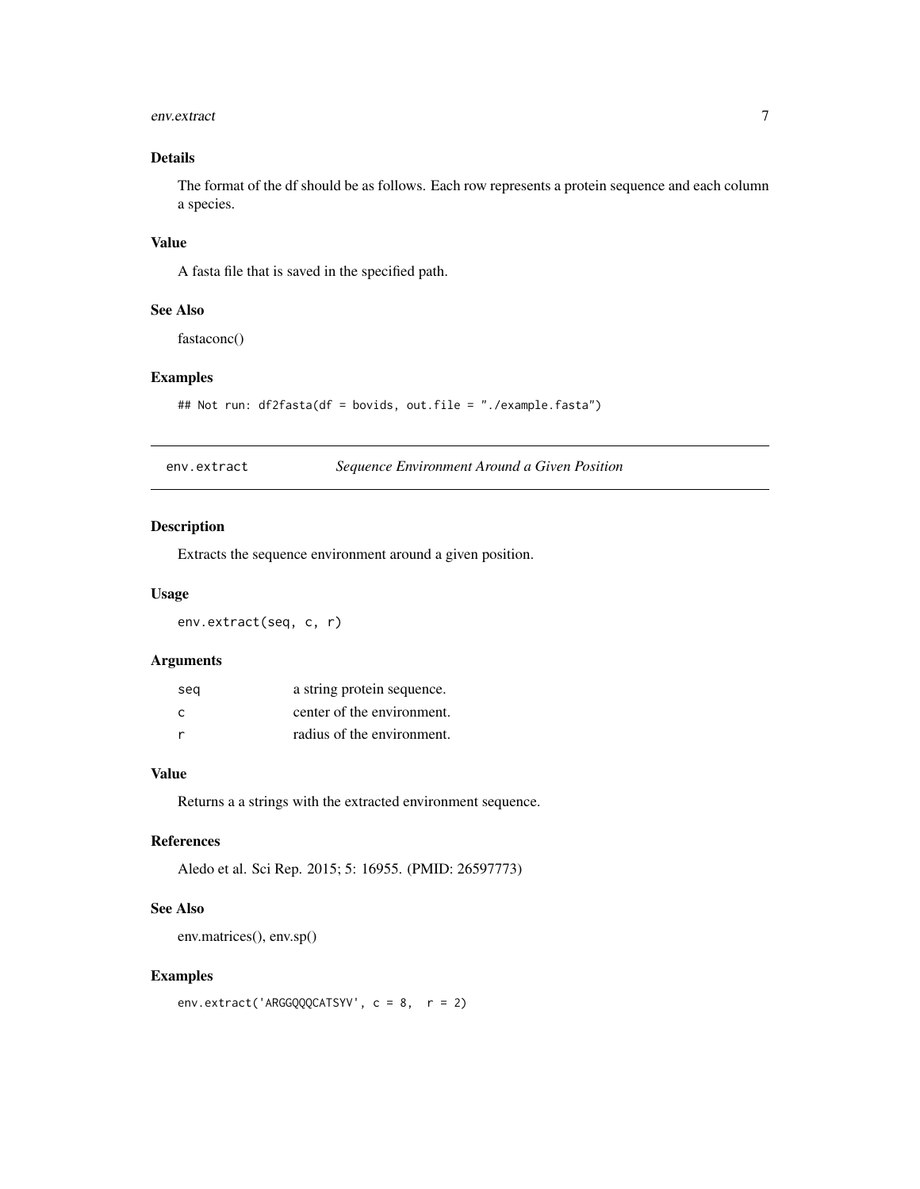### Details

The format of the df should be as follows. Each row represents a protein sequence and each column a species.

### Value

A fasta file that is saved in the specified path.

### See Also

fastaconc()

### Examples

```
## Not run: df2fasta(df = bovids, out.file = "./example.fasta")
```

---

## env.extract *Sequence Environment Around a Given Position*

---

### Description

Extracts the sequence environment around a given position.

### Usage

```
env.extract(seq, c, r)
```

### Arguments

| | |
|---|---|
| seq | a string protein sequence. |
| c | center of the environment. |
| r | radius of the environment. |

### Value

Returns a a strings with the extracted environment sequence.

### References

Aledo et al. Sci Rep. 2015; 5: 16955. (PMID: 26597773)

### See Also

env.matrices(), env.sp()

### Examples

```
env.extract('ARGGQQQCATSYV', c = 8,  r = 2)
```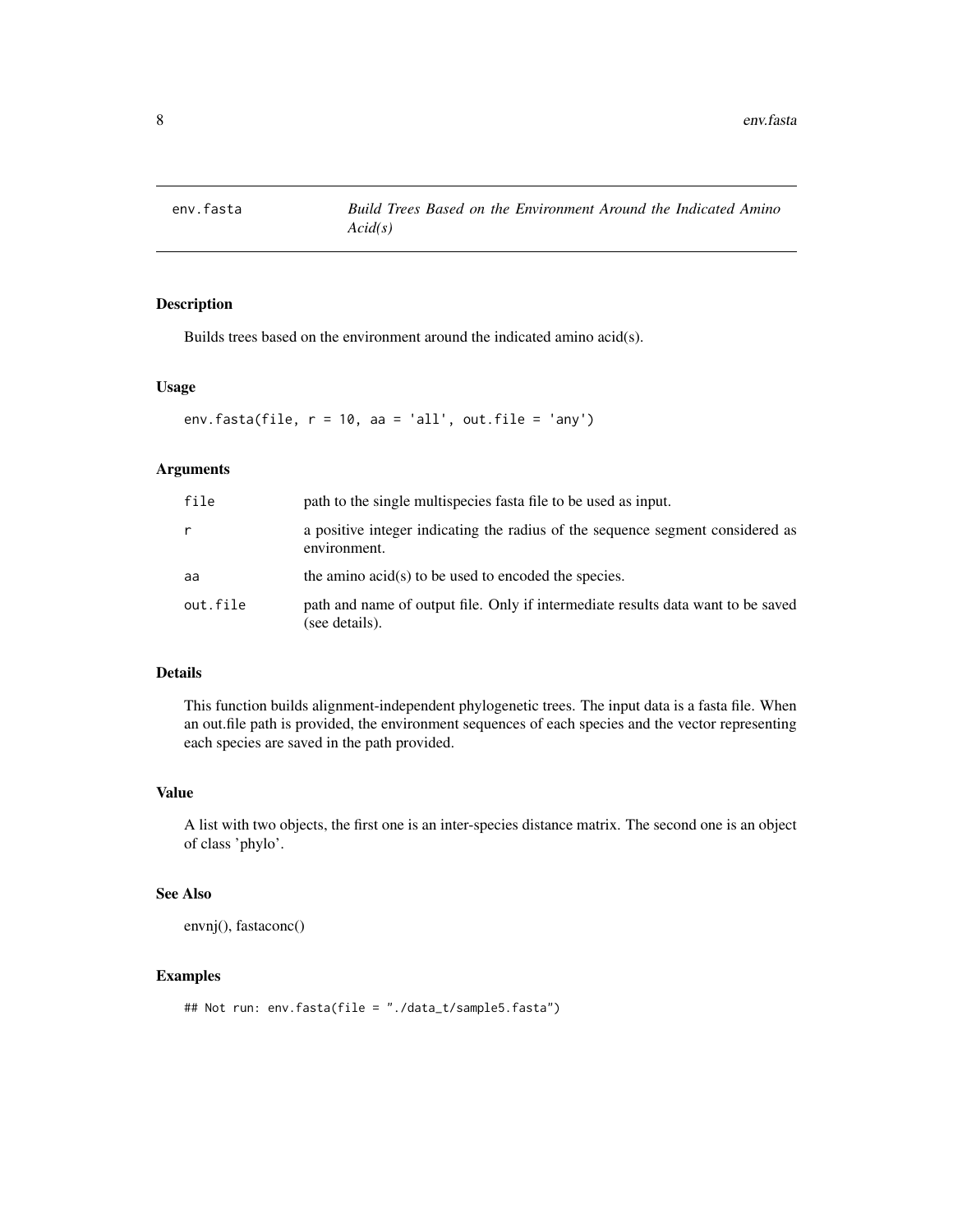# env.fasta — *Build Trees Based on the Environment Around the Indicated Amino Acid(s)*

## Description

Builds trees based on the environment around the indicated amino acid(s).

## Usage

```
env.fasta(file, r = 10, aa = 'all', out.file = 'any')
```

## Arguments

| | |
|---|---|
| `file` | path to the single multispecies fasta file to be used as input. |
| `r` | a positive integer indicating the radius of the sequence segment considered as environment. |
| `aa` | the amino acid(s) to be used to encoded the species. |
| `out.file` | path and name of output file. Only if intermediate results data want to be saved (see details). |

## Details

This function builds alignment-independent phylogenetic trees. The input data is a fasta file. When an out.file path is provided, the environment sequences of each species and the vector representing each species are saved in the path provided.

## Value

A list with two objects, the first one is an inter-species distance matrix. The second one is an object of class 'phylo'.

## See Also

envnj(), fastaconc()

## Examples

```
## Not run: env.fasta(file = "./data_t/sample5.fasta")
```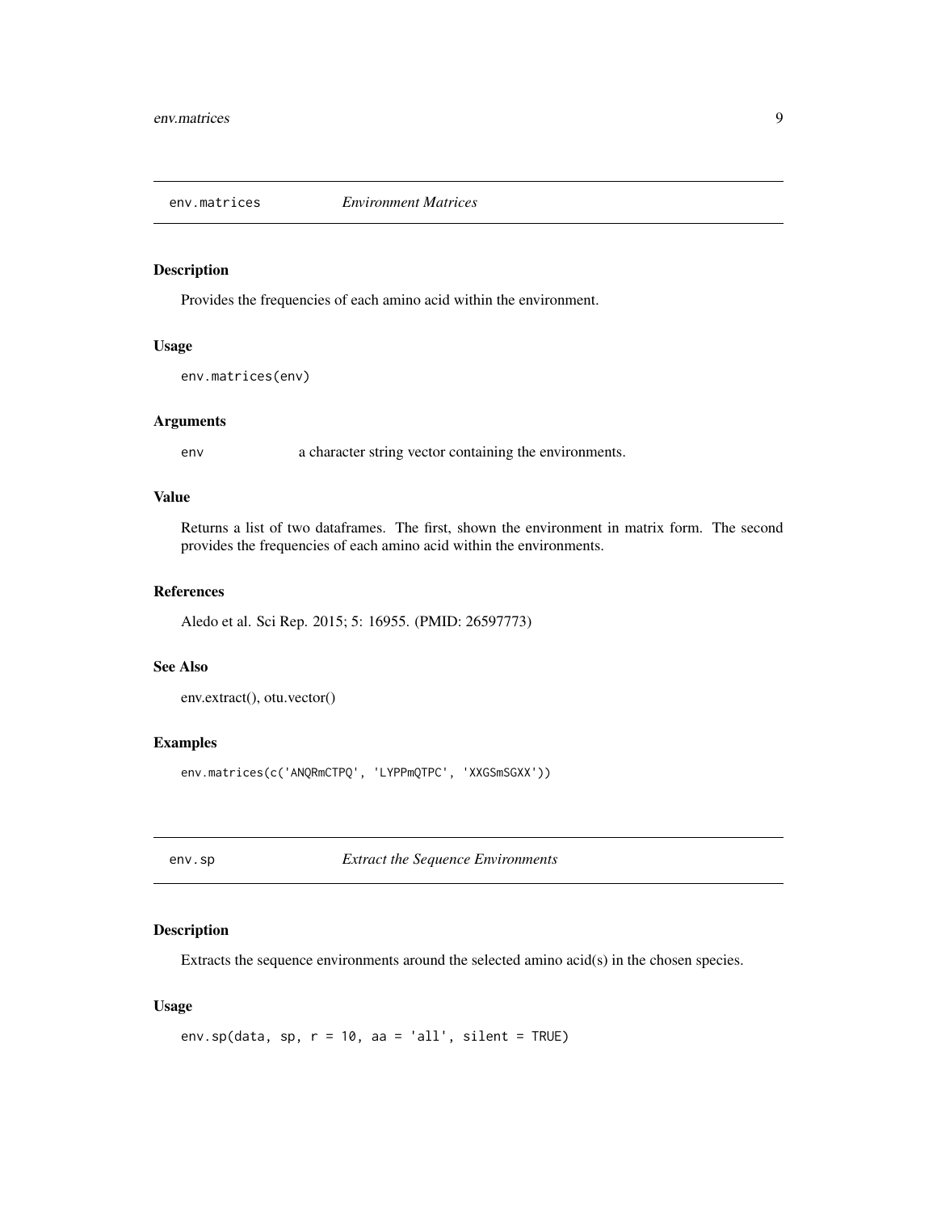## env.matrices *Environment Matrices*

### Description

Provides the frequencies of each amino acid within the environment.

### Usage

```
env.matrices(env)
```

### Arguments

`env` a character string vector containing the environments.

### Value

Returns a list of two dataframes. The first, shown the environment in matrix form. The second provides the frequencies of each amino acid within the environments.

### References

Aledo et al. Sci Rep. 2015; 5: 16955. (PMID: 26597773)

### See Also

env.extract(), otu.vector()

### Examples

```
env.matrices(c('ANQRmCTPQ', 'LYPPmQTPC', 'XXGSmSGXX'))
```

## env.sp *Extract the Sequence Environments*

### Description

Extracts the sequence environments around the selected amino acid(s) in the chosen species.

### Usage

```
env.sp(data, sp, r = 10, aa = 'all', silent = TRUE)
```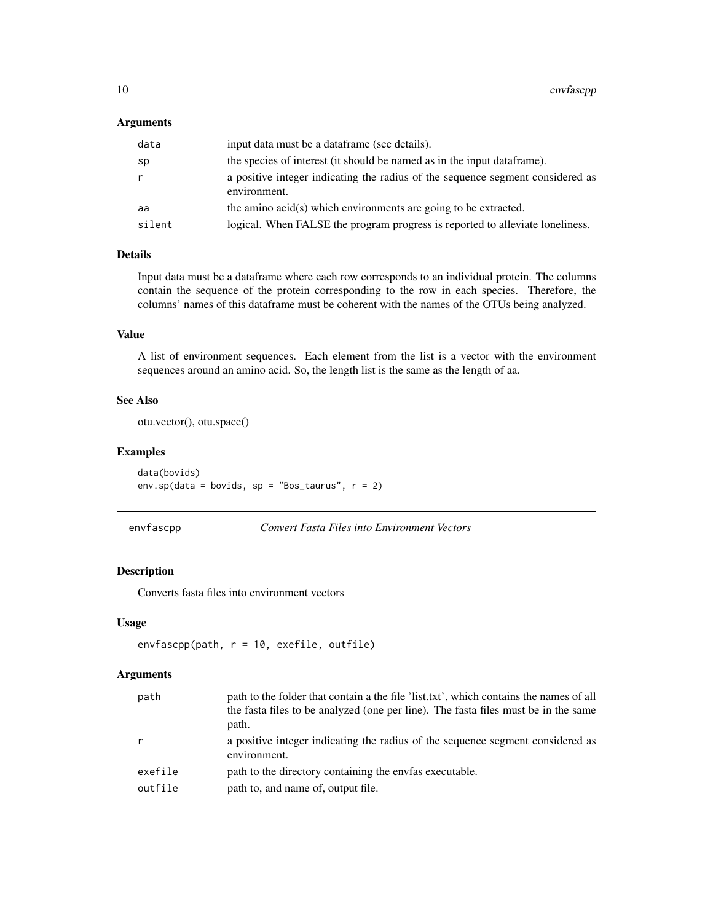### Arguments

| | |
|---|---|
| data | input data must be a dataframe (see details). |
| sp | the species of interest (it should be named as in the input dataframe). |
| r | a positive integer indicating the radius of the sequence segment considered as environment. |
| aa | the amino acid(s) which environments are going to be extracted. |
| silent | logical. When FALSE the program progress is reported to alleviate loneliness. |

### Details

Input data must be a dataframe where each row corresponds to an individual protein. The columns contain the sequence of the protein corresponding to the row in each species. Therefore, the columns' names of this dataframe must be coherent with the names of the OTUs being analyzed.

### Value

A list of environment sequences. Each element from the list is a vector with the environment sequences around an amino acid. So, the length list is the same as the length of aa.

### See Also

otu.vector(), otu.space()

### Examples

```
data(bovids)
env.sp(data = bovids, sp = "Bos_taurus", r = 2)
```

---

## envfascpp — *Convert Fasta Files into Environment Vectors*

---

### Description

Converts fasta files into environment vectors

### Usage

```
envfascpp(path, r = 10, exefile, outfile)
```

### Arguments

| | |
|---|---|
| path | path to the folder that contain a the file 'list.txt', which contains the names of all the fasta files to be analyzed (one per line). The fasta files must be in the same path. |
| r | a positive integer indicating the radius of the sequence segment considered as environment. |
| exefile | path to the directory containing the envfas executable. |
| outfile | path to, and name of, output file. |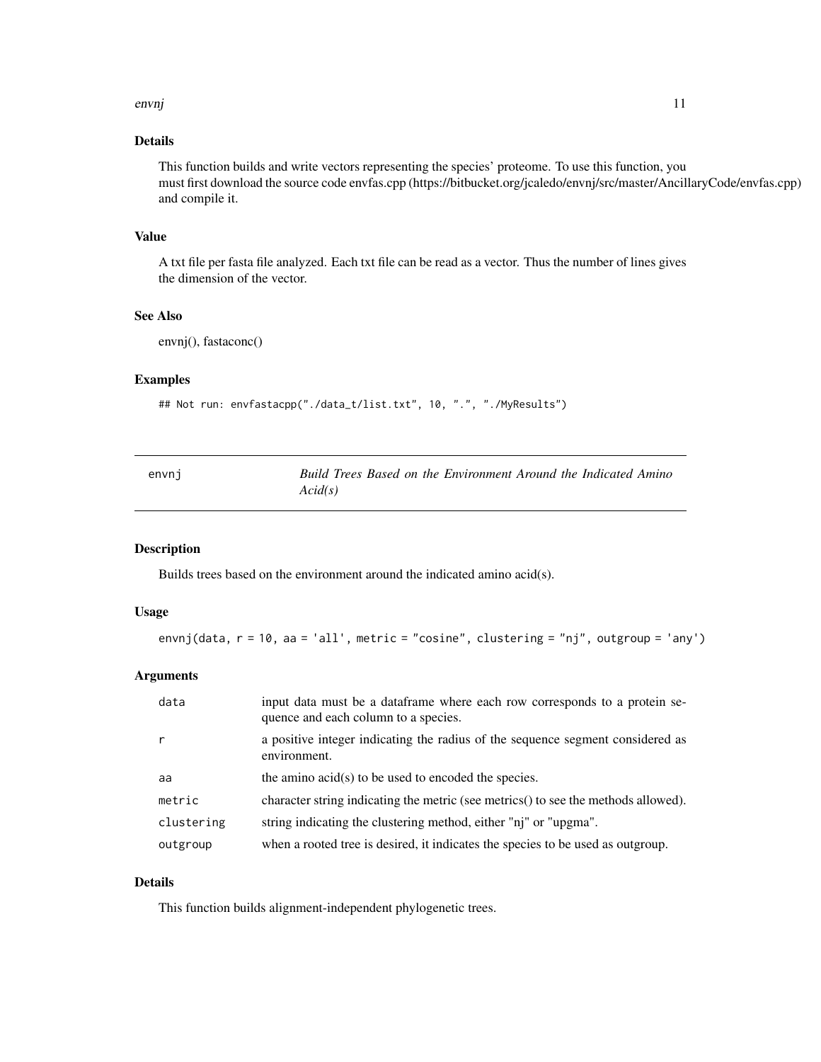### Details

This function builds and write vectors representing the species' proteome. To use this function, you must first download the source code envfas.cpp (https://bitbucket.org/jcaledo/envnj/src/master/AncillaryCode/envfas.cpp) and compile it.

### Value

A txt file per fasta file analyzed. Each txt file can be read as a vector. Thus the number of lines gives the dimension of the vector.

### See Also

envnj(), fastaconc()

### Examples

```
## Not run: envfastacpp("./data_t/list.txt", 10, ".", "./MyResults")
```

---

## envnj — *Build Trees Based on the Environment Around the Indicated Amino Acid(s)*

---

### Description

Builds trees based on the environment around the indicated amino acid(s).

### Usage

```
envnj(data, r = 10, aa = 'all', metric = "cosine", clustering = "nj", outgroup = 'any')
```

### Arguments

| | |
|---|---|
| `data` | input data must be a dataframe where each row corresponds to a protein sequence and each column to a species. |
| `r` | a positive integer indicating the radius of the sequence segment considered as environment. |
| `aa` | the amino acid(s) to be used to encoded the species. |
| `metric` | character string indicating the metric (see metrics() to see the methods allowed). |
| `clustering` | string indicating the clustering method, either "nj" or "upgma". |
| `outgroup` | when a rooted tree is desired, it indicates the species to be used as outgroup. |

### Details

This function builds alignment-independent phylogenetic trees.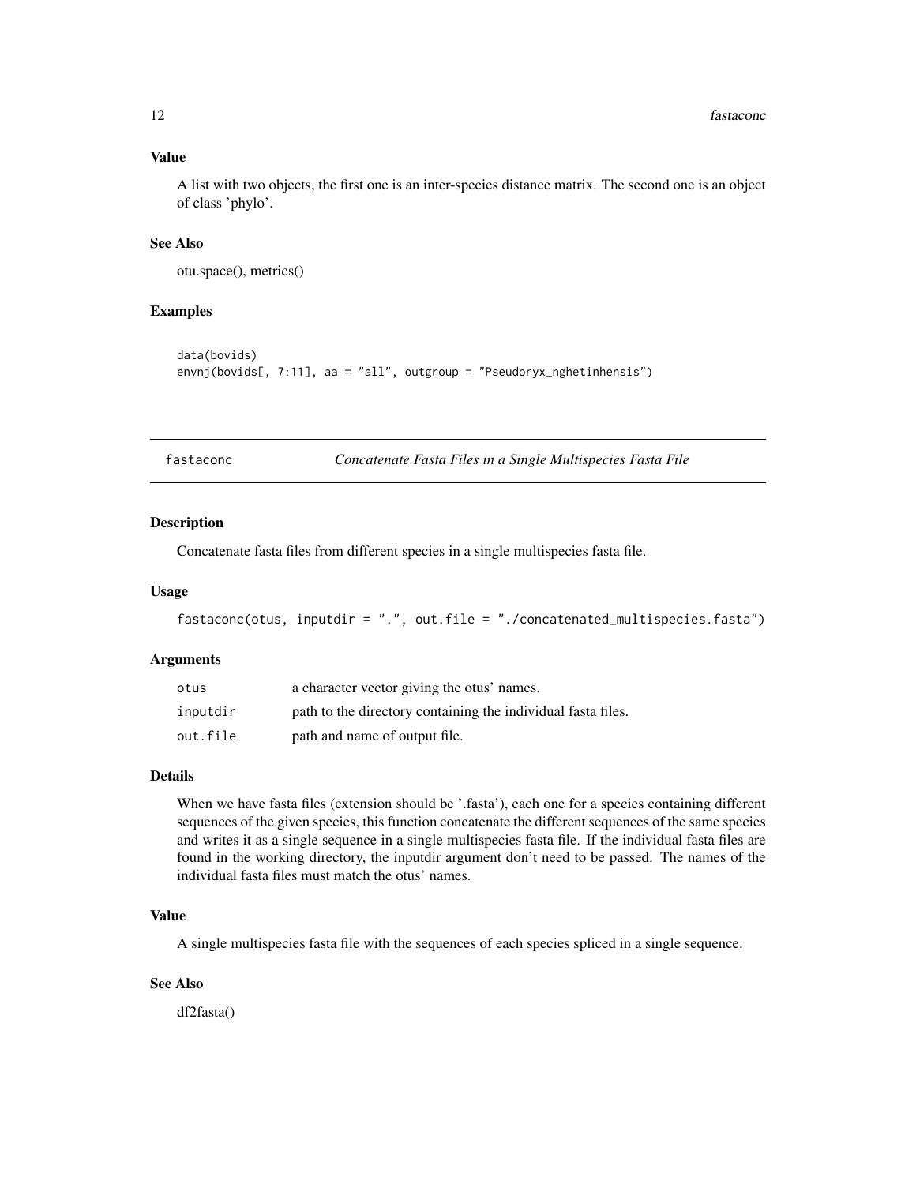### Value

A list with two objects, the first one is an inter-species distance matrix. The second one is an object of class 'phylo'.

### See Also

otu.space(), metrics()

### Examples

```
data(bovids)
envnj(bovids[, 7:11], aa = "all", outgroup = "Pseudoryx_nghetinhensis")
```

---

## fastaconc — *Concatenate Fasta Files in a Single Multispecies Fasta File*

### Description

Concatenate fasta files from different species in a single multispecies fasta file.

### Usage

```
fastaconc(otus, inputdir = ".", out.file = "./concatenated_multispecies.fasta")
```

### Arguments

| | |
|---|---|
| `otus` | a character vector giving the otus' names. |
| `inputdir` | path to the directory containing the individual fasta files. |
| `out.file` | path and name of output file. |

### Details

When we have fasta files (extension should be '.fasta'), each one for a species containing different sequences of the given species, this function concatenate the different sequences of the same species and writes it as a single sequence in a single multispecies fasta file. If the individual fasta files are found in the working directory, the inputdir argument don't need to be passed. The names of the individual fasta files must match the otus' names.

### Value

A single multispecies fasta file with the sequences of each species spliced in a single sequence.

### See Also

df2fasta()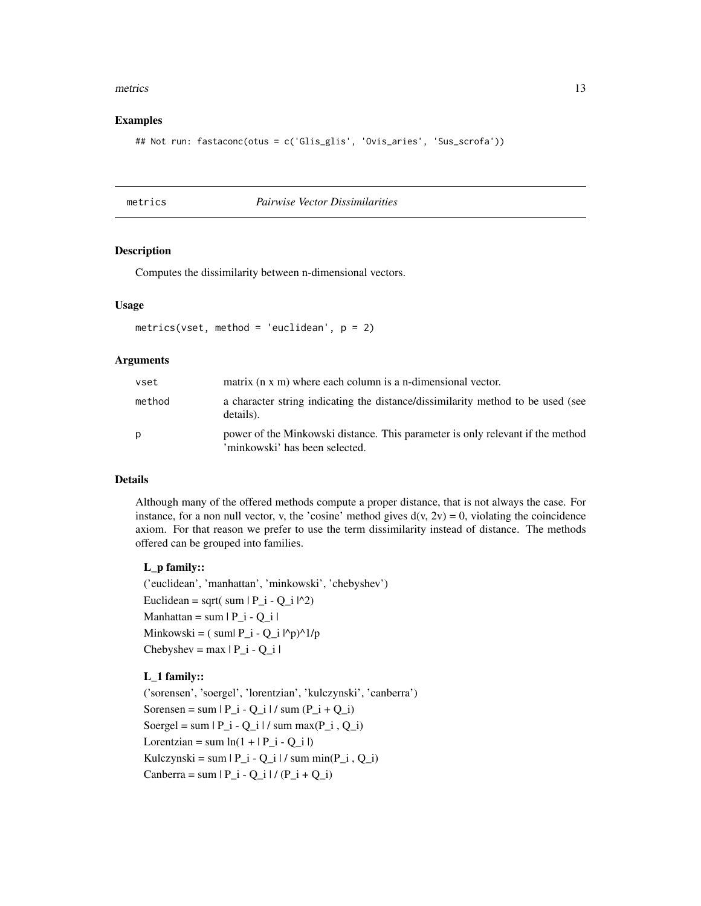### Examples

```
## Not run: fastaconc(otus = c('Glis_glis', 'Ovis_aries', 'Sus_scrofa'))
```

---

## metrics *Pairwise Vector Dissimilarities*

### Description

Computes the dissimilarity between n-dimensional vectors.

### Usage

```
metrics(vset, method = 'euclidean', p = 2)
```

### Arguments

| | |
|---|---|
| vset | matrix (n x m) where each column is a n-dimensional vector. |
| method | a character string indicating the distance/dissimilarity method to be used (see details). |
| p | power of the Minkowski distance. This parameter is only relevant if the method 'minkowski' has been selected. |

### Details

Although many of the offered methods compute a proper distance, that is not always the case. For instance, for a non null vector, v, the 'cosine' method gives d(v, 2v) = 0, violating the coincidence axiom. For that reason we prefer to use the term dissimilarity instead of distance. The methods offered can be grouped into families.

**L_p family::**

('euclidean', 'manhattan', 'minkowski', 'chebyshev')

Euclidean = sqrt( sum | P_i - Q_i |^2)

Manhattan = sum | P_i - Q_i |

Minkowski = ( sum| P_i - Q_i |^p)^1/p

Chebyshev = max | P_i - Q_i |

**L_1 family::**

('sorensen', 'soergel', 'lorentzian', 'kulczynski', 'canberra')

Sorensen = sum | P_i - Q_i | / sum (P_i + Q_i)

Soergel = sum | P_i - Q_i | / sum max(P_i , Q_i)

Lorentzian = sum ln(1 + | P_i - Q_i |)

Kulczynski = sum | P_i - Q_i | / sum min(P_i , Q_i)

Canberra = sum | P_i - Q_i | / (P_i + Q_i)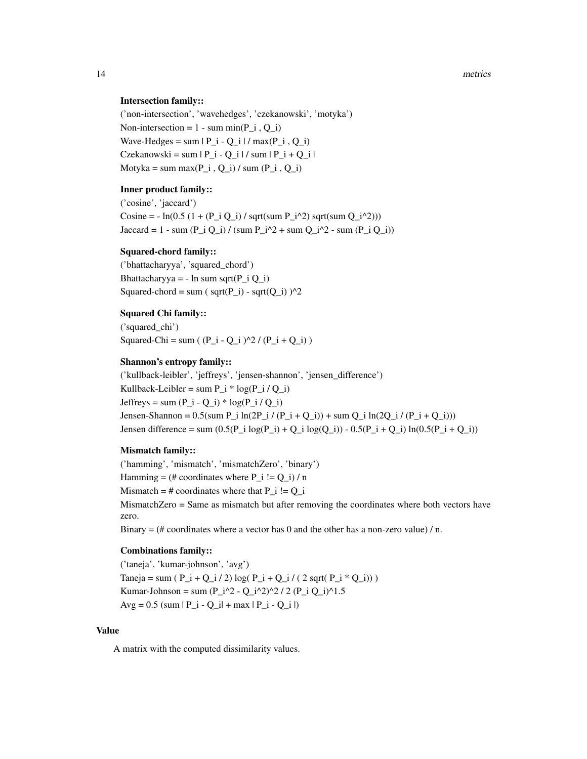**Intersection family::**

('non-intersection', 'wavehedges', 'czekanowski', 'motyka')

Non-intersection = 1 - sum min(P_i , Q_i)

Wave-Hedges = sum | P_i - Q_i | / max(P_i , Q_i)

Czekanowski = sum | P_i - Q_i | / sum | P_i + Q_i |

Motyka = sum max(P_i , Q_i) / sum (P_i , Q_i)

**Inner product family::**

('cosine', 'jaccard')

Cosine = - ln(0.5 (1 + (P_i Q_i) / sqrt(sum P_i^2) sqrt(sum Q_i^2)))

Jaccard = 1 - sum (P_i Q_i) / (sum P_i^2 + sum Q_i^2 - sum (P_i Q_i))

**Squared-chord family::**

('bhattacharyya', 'squared_chord')

Bhattacharyya = - ln sum sqrt(P_i Q_i)

Squared-chord = sum ( sqrt(P_i) - sqrt(Q_i) )^2

**Squared Chi family::**

('squared_chi')

Squared-Chi = sum ( (P_i - Q_i )^2 / (P_i + Q_i) )

**Shannon's entropy family::**

('kullback-leibler', 'jeffreys', 'jensen-shannon', 'jensen_difference')

Kullback-Leibler = sum P_i * log(P_i / Q_i)

Jeffreys = sum (P_i - Q_i) * log(P_i / Q_i)

Jensen-Shannon = 0.5(sum P_i ln(2P_i / (P_i + Q_i)) + sum Q_i ln(2Q_i / (P_i + Q_i)))

Jensen difference = sum (0.5(P_i log(P_i) + Q_i log(Q_i)) - 0.5(P_i + Q_i) ln(0.5(P_i + Q_i))

**Mismatch family::**

('hamming', 'mismatch', 'mismatchZero', 'binary')

Hamming = (# coordinates where P_i != Q_i) / n

Mismatch = # coordinates where that P_i != Q_i

MismatchZero = Same as mismatch but after removing the coordinates where both vectors have zero.

Binary = (# coordinates where a vector has 0 and the other has a non-zero value) / n.

**Combinations family::**

('taneja', 'kumar-johnson', 'avg')

Taneja = sum ( P_i + Q_i / 2) log( P_i + Q_i / ( 2 sqrt( P_i * Q_i)) )

Kumar-Johnson = sum (P_i^2 - Q_i^2)^2 / 2 (P_i Q_i)^1.5

Avg = 0.5 (sum | P_i - Q_i| + max | P_i - Q_i |)

## Value

A matrix with the computed dissimilarity values.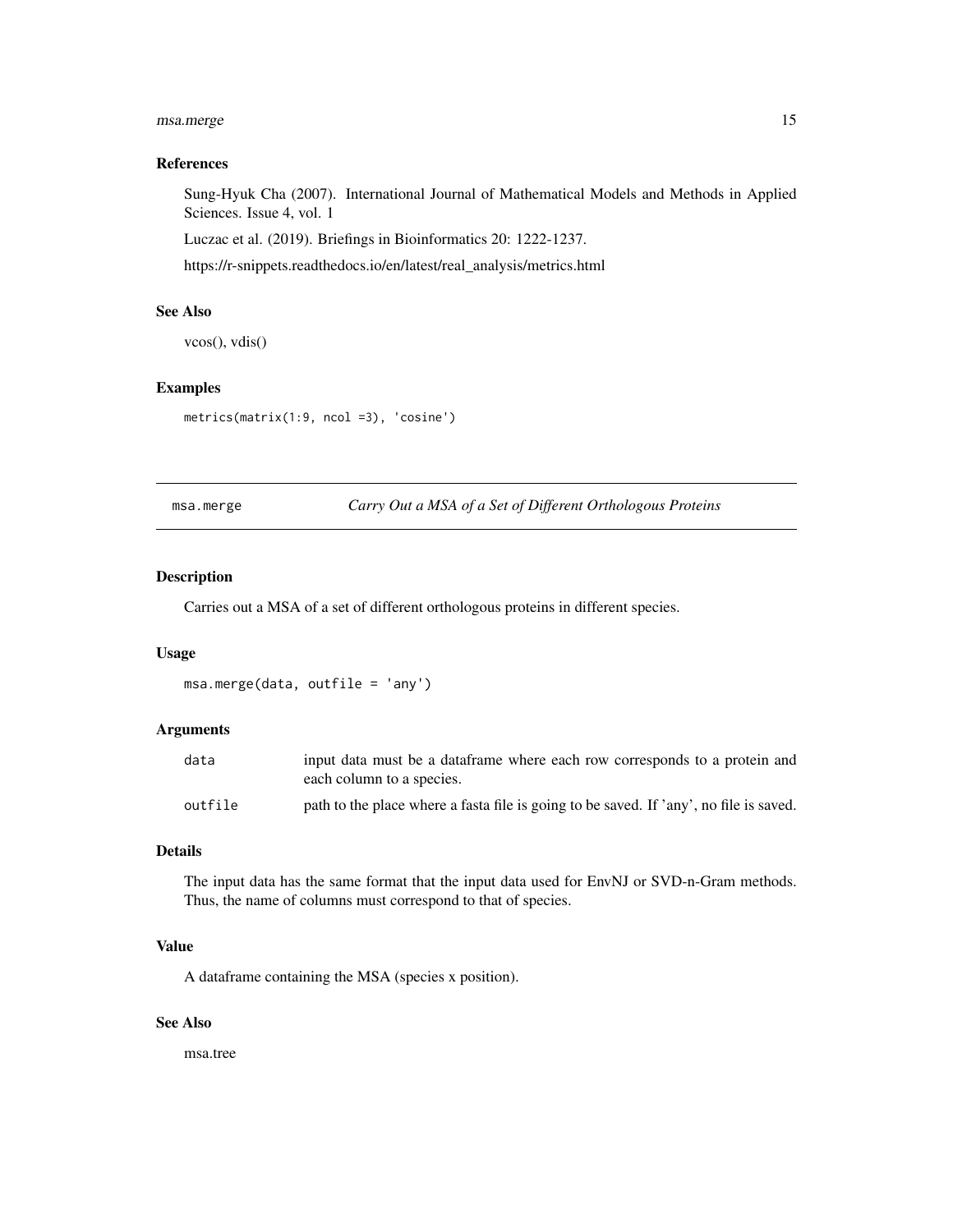### References

Sung-Hyuk Cha (2007). International Journal of Mathematical Models and Methods in Applied Sciences. Issue 4, vol. 1

Luczac et al. (2019). Briefings in Bioinformatics 20: 1222-1237.

https://r-snippets.readthedocs.io/en/latest/real_analysis/metrics.html

### See Also

vcos(), vdis()

### Examples

```
metrics(matrix(1:9, ncol =3), 'cosine')
```

---

## msa.merge *Carry Out a MSA of a Set of Different Orthologous Proteins*

---

### Description

Carries out a MSA of a set of different orthologous proteins in different species.

### Usage

```
msa.merge(data, outfile = 'any')
```

### Arguments

| | |
|---|---|
| `data` | input data must be a dataframe where each row corresponds to a protein and each column to a species. |
| `outfile` | path to the place where a fasta file is going to be saved. If 'any', no file is saved. |

### Details

The input data has the same format that the input data used for EnvNJ or SVD-n-Gram methods. Thus, the name of columns must correspond to that of species.

### Value

A dataframe containing the MSA (species x position).

### See Also

msa.tree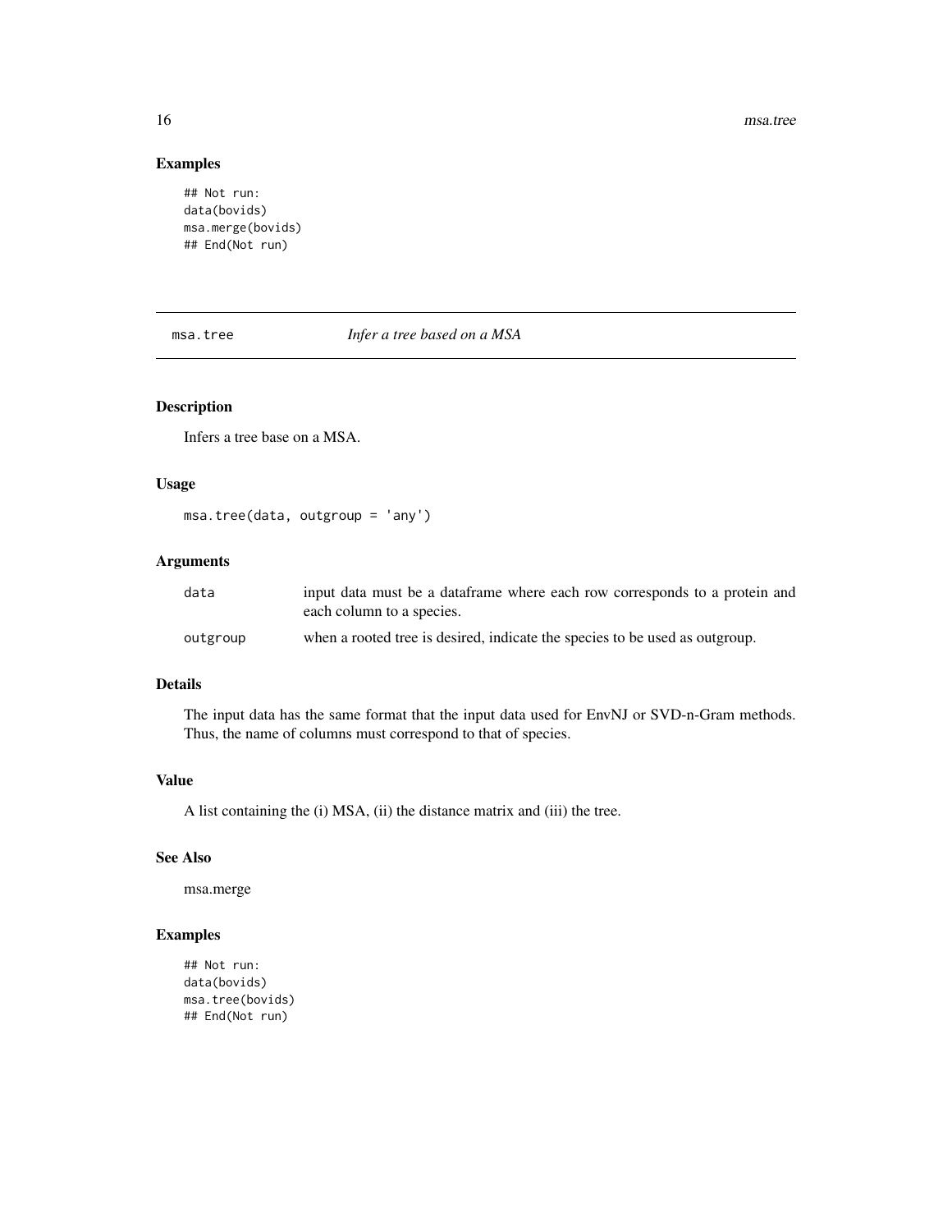## Examples

```
## Not run:
data(bovids)
msa.merge(bovids)
## End(Not run)
```

---

# msa.tree — *Infer a tree based on a MSA*

---

## Description

Infers a tree base on a MSA.

## Usage

```
msa.tree(data, outgroup = 'any')
```

## Arguments

| | |
|---|---|
| data | input data must be a dataframe where each row corresponds to a protein and each column to a species. |
| outgroup | when a rooted tree is desired, indicate the species to be used as outgroup. |

## Details

The input data has the same format that the input data used for EnvNJ or SVD-n-Gram methods. Thus, the name of columns must correspond to that of species.

## Value

A list containing the (i) MSA, (ii) the distance matrix and (iii) the tree.

## See Also

msa.merge

## Examples

```
## Not run:
data(bovids)
msa.tree(bovids)
## End(Not run)
```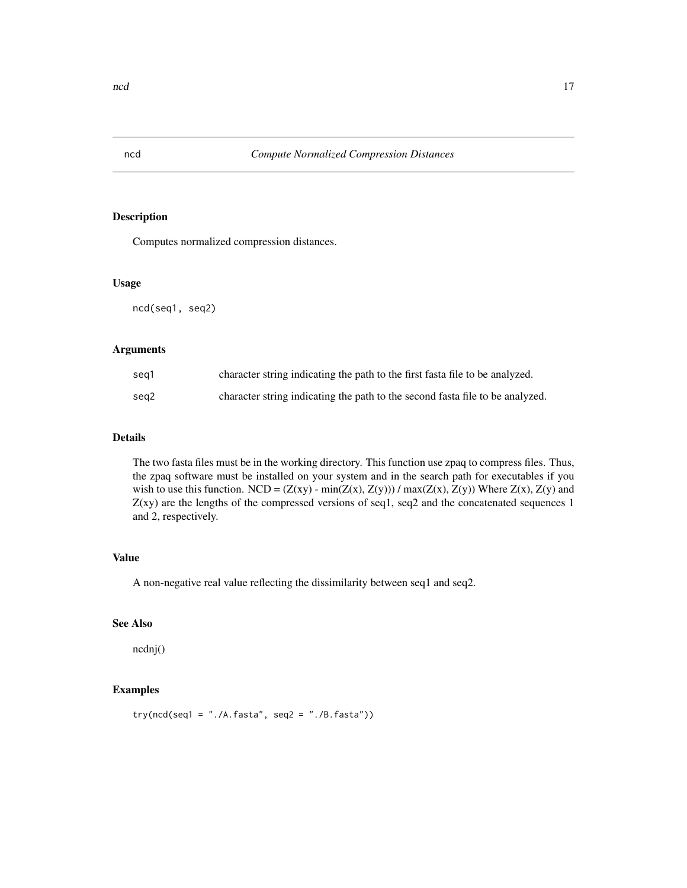# ncd — *Compute Normalized Compression Distances*

## Description

Computes normalized compression distances.

## Usage

```
ncd(seq1, seq2)
```

## Arguments

| | |
|---|---|
| seq1 | character string indicating the path to the first fasta file to be analyzed. |
| seq2 | character string indicating the path to the second fasta file to be analyzed. |

## Details

The two fasta files must be in the working directory. This function use zpaq to compress files. Thus, the zpaq software must be installed on your system and in the search path for executables if you wish to use this function. NCD = (Z(xy) - min(Z(x), Z(y))) / max(Z(x), Z(y)) Where Z(x), Z(y) and Z(xy) are the lengths of the compressed versions of seq1, seq2 and the concatenated sequences 1 and 2, respectively.

## Value

A non-negative real value reflecting the dissimilarity between seq1 and seq2.

## See Also

ncdnj()

## Examples

```
try(ncd(seq1 = "./A.fasta", seq2 = "./B.fasta"))
```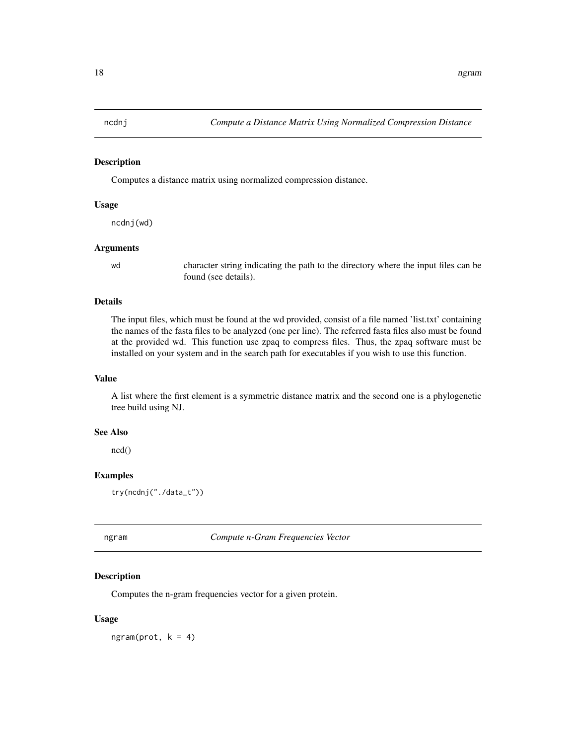## ncdnj — *Compute a Distance Matrix Using Normalized Compression Distance*

### Description

Computes a distance matrix using normalized compression distance.

### Usage

```
ncdnj(wd)
```

### Arguments

| | |
|---|---|
| `wd` | character string indicating the path to the directory where the input files can be found (see details). |

### Details

The input files, which must be found at the wd provided, consist of a file named 'list.txt' containing the names of the fasta files to be analyzed (one per line). The referred fasta files also must be found at the provided wd. This function use zpaq to compress files. Thus, the zpaq software must be installed on your system and in the search path for executables if you wish to use this function.

### Value

A list where the first element is a symmetric distance matrix and the second one is a phylogenetic tree build using NJ.

### See Also

ncd()

### Examples

```
try(ncdnj("./data_t"))
```

## ngram — *Compute n-Gram Frequencies Vector*

### Description

Computes the n-gram frequencies vector for a given protein.

### Usage

```
ngram(prot, k = 4)
```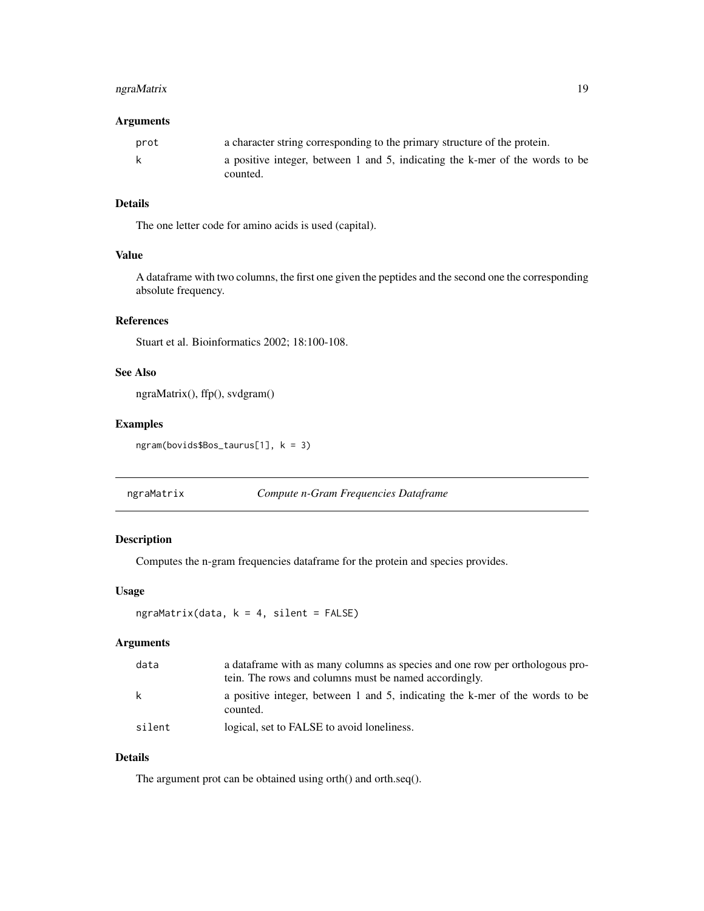### Arguments

| | |
|---|---|
| prot | a character string corresponding to the primary structure of the protein. |
| k | a positive integer, between 1 and 5, indicating the k-mer of the words to be counted. |

### Details

The one letter code for amino acids is used (capital).

### Value

A dataframe with two columns, the first one given the peptides and the second one the corresponding absolute frequency.

### References

Stuart et al. Bioinformatics 2002; 18:100-108.

### See Also

ngraMatrix(), ffp(), svdgram()

### Examples

```
ngram(bovids$Bos_taurus[1], k = 3)
```

---

## ngraMatrix *Compute n-Gram Frequencies Dataframe*

---

### Description

Computes the n-gram frequencies dataframe for the protein and species provides.

### Usage

```
ngraMatrix(data, k = 4, silent = FALSE)
```

### Arguments

| | |
|---|---|
| data | a dataframe with as many columns as species and one row per orthologous protein. The rows and columns must be named accordingly. |
| k | a positive integer, between 1 and 5, indicating the k-mer of the words to be counted. |
| silent | logical, set to FALSE to avoid loneliness. |

### Details

The argument prot can be obtained using orth() and orth.seq().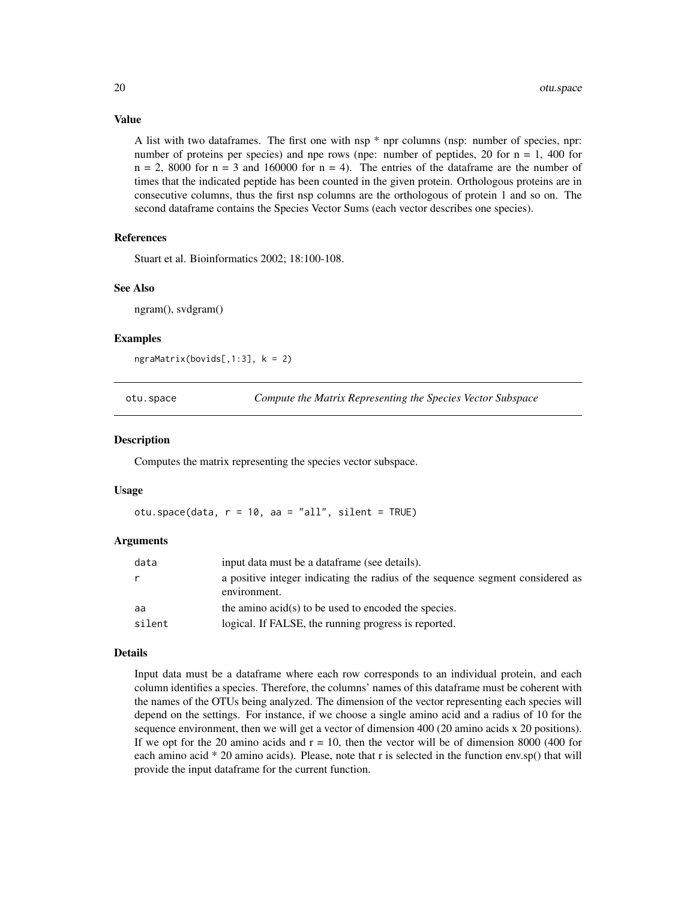### Value

A list with two dataframes. The first one with nsp * npr columns (nsp: number of species, npr: number of proteins per species) and npe rows (npe: number of peptides, 20 for n = 1, 400 for n = 2, 8000 for n = 3 and 160000 for n = 4). The entries of the dataframe are the number of times that the indicated peptide has been counted in the given protein. Orthologous proteins are in consecutive columns, thus the first nsp columns are the orthologous of protein 1 and so on. The second dataframe contains the Species Vector Sums (each vector describes one species).

### References

Stuart et al. Bioinformatics 2002; 18:100-108.

### See Also

ngram(), svdgram()

### Examples

```
ngraMatrix(bovids[,1:3], k = 2)
```

---

## otu.space — *Compute the Matrix Representing the Species Vector Subspace*

---

### Description

Computes the matrix representing the species vector subspace.

### Usage

```
otu.space(data, r = 10, aa = "all", silent = TRUE)
```

### Arguments

| | |
|---|---|
| data | input data must be a dataframe (see details). |
| r | a positive integer indicating the radius of the sequence segment considered as environment. |
| aa | the amino acid(s) to be used to encoded the species. |
| silent | logical. If FALSE, the running progress is reported. |

### Details

Input data must be a dataframe where each row corresponds to an individual protein, and each column identifies a species. Therefore, the columns' names of this dataframe must be coherent with the names of the OTUs being analyzed. The dimension of the vector representing each species will depend on the settings. For instance, if we choose a single amino acid and a radius of 10 for the sequence environment, then we will get a vector of dimension 400 (20 amino acids x 20 positions). If we opt for the 20 amino acids and r = 10, then the vector will be of dimension 8000 (400 for each amino acid * 20 amino acids). Please, note that r is selected in the function env.sp() that will provide the input dataframe for the current function.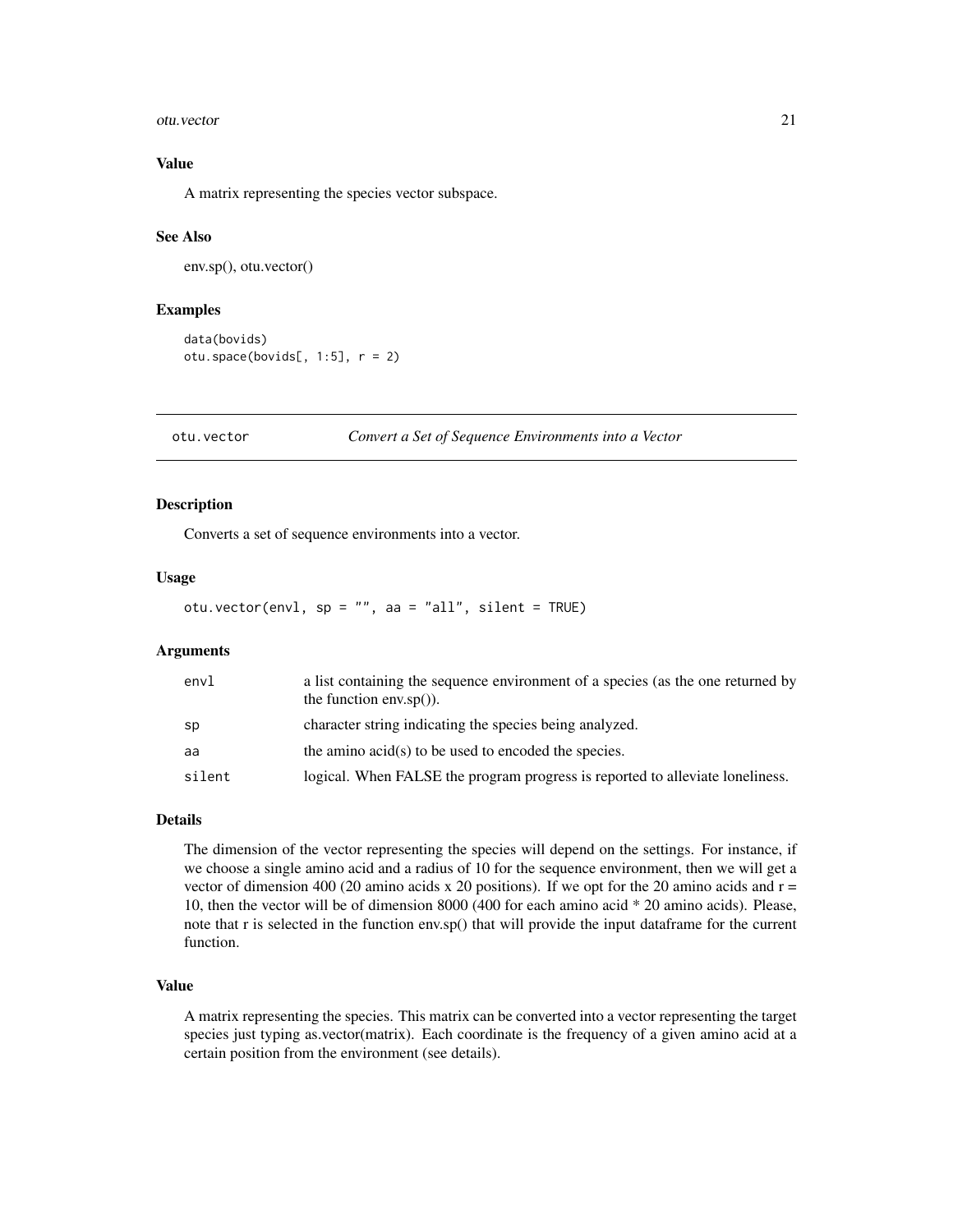### Value

A matrix representing the species vector subspace.

### See Also

env.sp(), otu.vector()

### Examples

```
data(bovids)
otu.space(bovids[, 1:5], r = 2)
```

---

## otu.vector — *Convert a Set of Sequence Environments into a Vector*

### Description

Converts a set of sequence environments into a vector.

### Usage

```
otu.vector(envl, sp = "", aa = "all", silent = TRUE)
```

### Arguments

| | |
|---|---|
| envl | a list containing the sequence environment of a species (as the one returned by the function env.sp()). |
| sp | character string indicating the species being analyzed. |
| aa | the amino acid(s) to be used to encoded the species. |
| silent | logical. When FALSE the program progress is reported to alleviate loneliness. |

### Details

The dimension of the vector representing the species will depend on the settings. For instance, if we choose a single amino acid and a radius of 10 for the sequence environment, then we will get a vector of dimension 400 (20 amino acids x 20 positions). If we opt for the 20 amino acids and r = 10, then the vector will be of dimension 8000 (400 for each amino acid * 20 amino acids). Please, note that r is selected in the function env.sp() that will provide the input dataframe for the current function.

### Value

A matrix representing the species. This matrix can be converted into a vector representing the target species just typing as.vector(matrix). Each coordinate is the frequency of a given amino acid at a certain position from the environment (see details).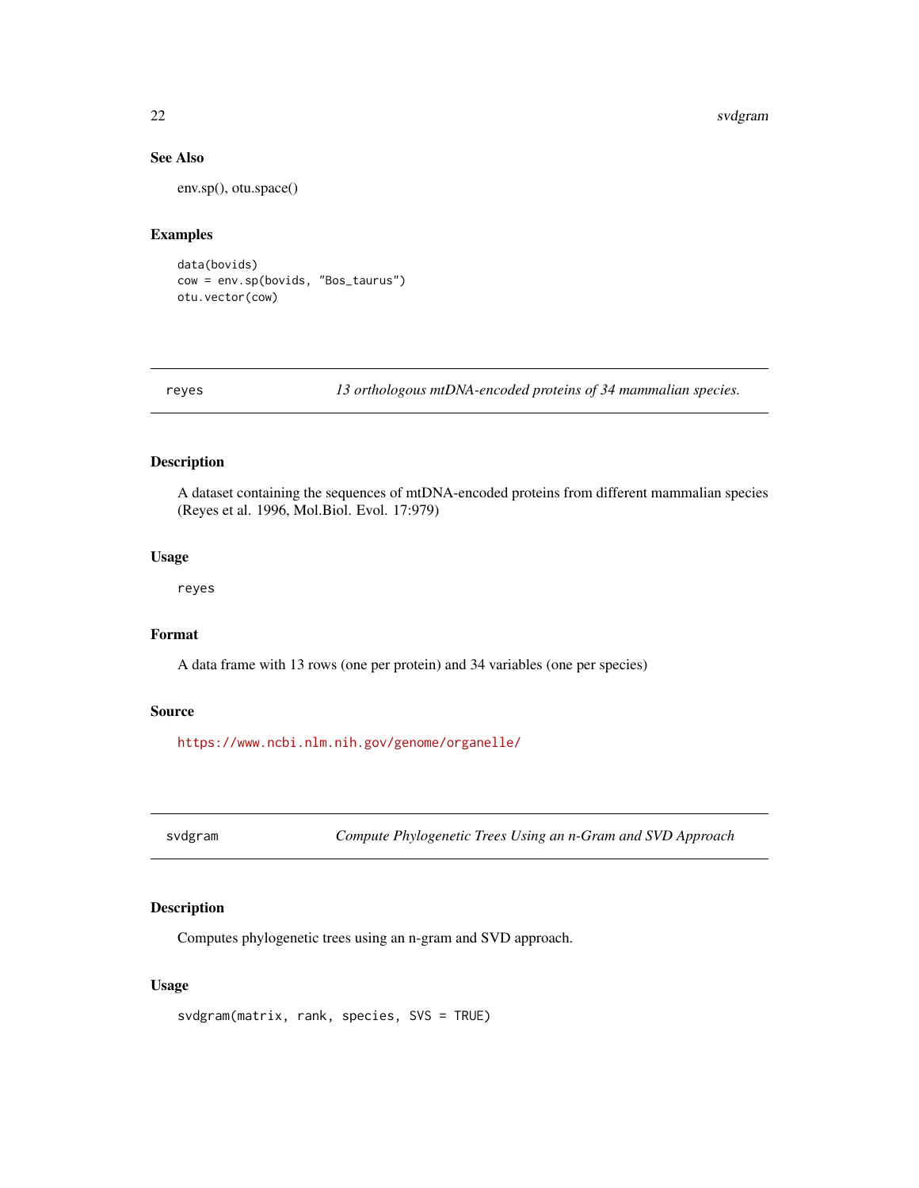### See Also

env.sp(), otu.space()

### Examples

```
data(bovids)
cow = env.sp(bovids, "Bos_taurus")
otu.vector(cow)
```

---

## reyes — *13 orthologous mtDNA-encoded proteins of 34 mammalian species.*

### Description

A dataset containing the sequences of mtDNA-encoded proteins from different mammalian species (Reyes et al. 1996, Mol.Biol. Evol. 17:979)

### Usage

```
reyes
```

### Format

A data frame with 13 rows (one per protein) and 34 variables (one per species)

### Source

https://www.ncbi.nlm.nih.gov/genome/organelle/

---

## svdgram — *Compute Phylogenetic Trees Using an n-Gram and SVD Approach*

### Description

Computes phylogenetic trees using an n-gram and SVD approach.

### Usage

```
svdgram(matrix, rank, species, SVS = TRUE)
```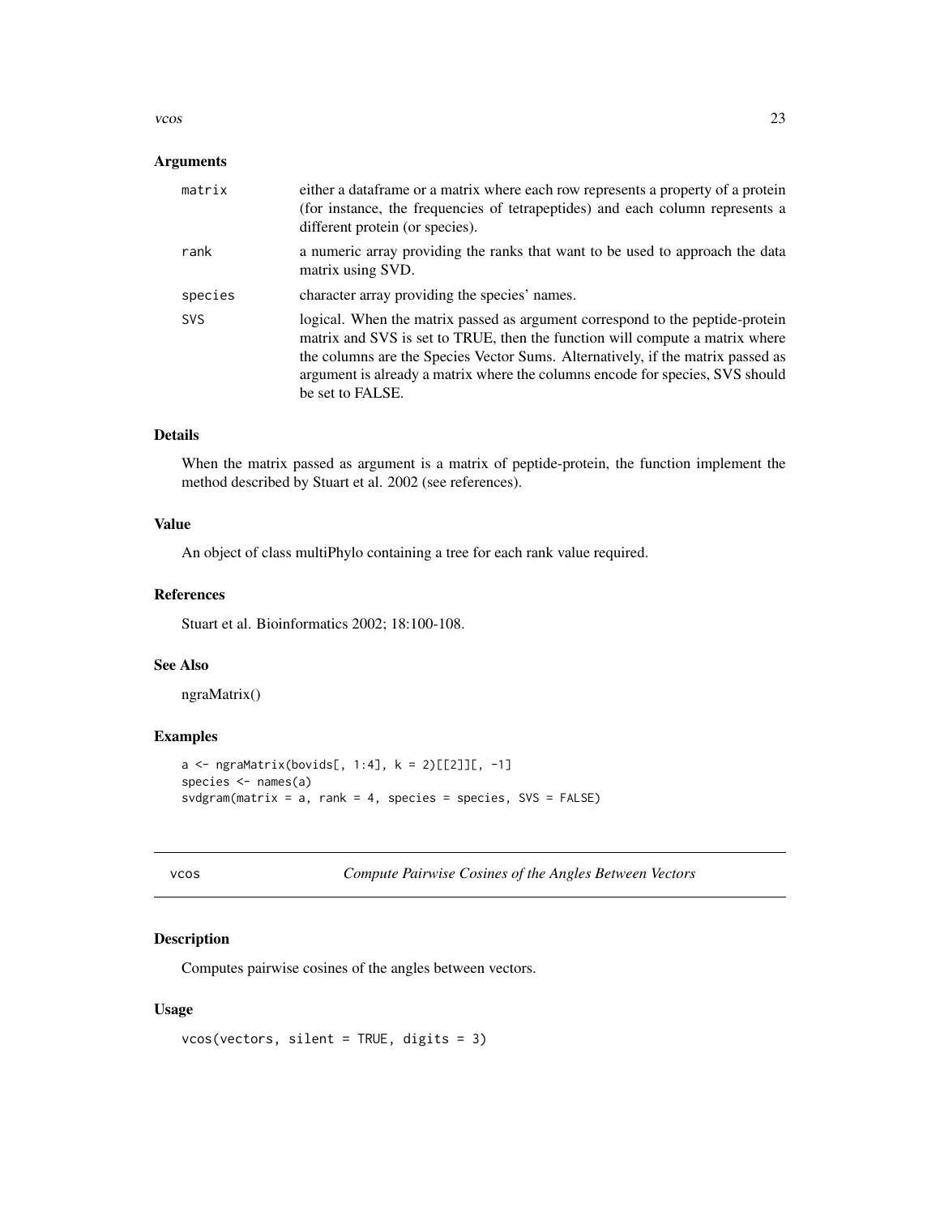### Arguments

| | |
|---|---|
| `matrix` | either a dataframe or a matrix where each row represents a property of a protein (for instance, the frequencies of tetrapeptides) and each column represents a different protein (or species). |
| `rank` | a numeric array providing the ranks that want to be used to approach the data matrix using SVD. |
| `species` | character array providing the species' names. |
| `SVS` | logical. When the matrix passed as argument correspond to the peptide-protein matrix and SVS is set to TRUE, then the function will compute a matrix where the columns are the Species Vector Sums. Alternatively, if the matrix passed as argument is already a matrix where the columns encode for species, SVS should be set to FALSE. |

### Details

When the matrix passed as argument is a matrix of peptide-protein, the function implement the method described by Stuart et al. 2002 (see references).

### Value

An object of class multiPhylo containing a tree for each rank value required.

### References

Stuart et al. Bioinformatics 2002; 18:100-108.

### See Also

ngraMatrix()

### Examples

```
a <- ngraMatrix(bovids[, 1:4], k = 2)[[2]][, -1]
species <- names(a)
svdgram(matrix = a, rank = 4, species = species, SVS = FALSE)
```

---

## vcos    *Compute Pairwise Cosines of the Angles Between Vectors*

---

### Description

Computes pairwise cosines of the angles between vectors.

### Usage

```
vcos(vectors, silent = TRUE, digits = 3)
```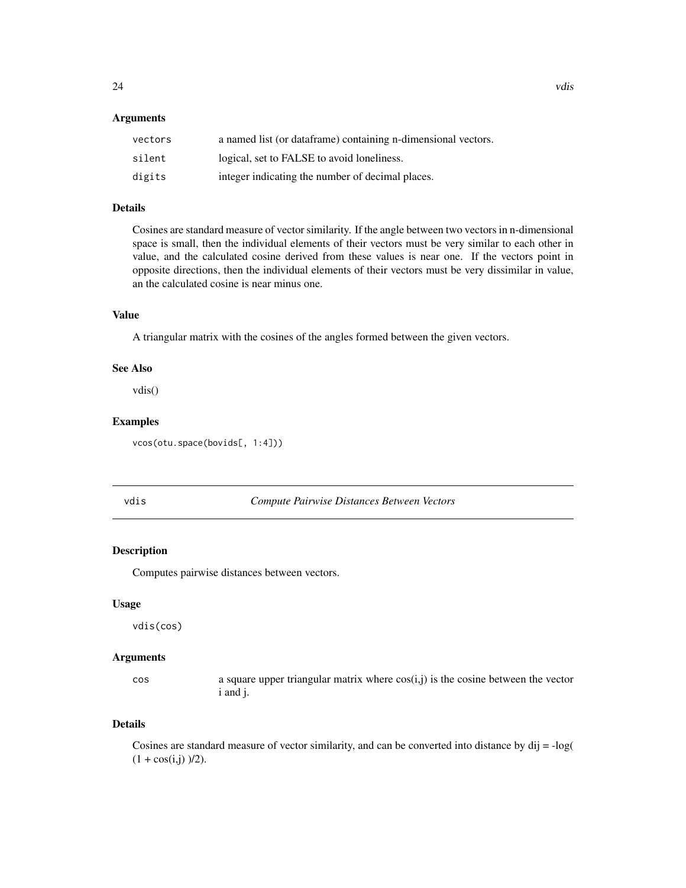### Arguments

| | |
|---|---|
| vectors | a named list (or dataframe) containing n-dimensional vectors. |
| silent | logical, set to FALSE to avoid loneliness. |
| digits | integer indicating the number of decimal places. |

### Details

Cosines are standard measure of vector similarity. If the angle between two vectors in n-dimensional space is small, then the individual elements of their vectors must be very similar to each other in value, and the calculated cosine derived from these values is near one. If the vectors point in opposite directions, then the individual elements of their vectors must be very dissimilar in value, an the calculated cosine is near minus one.

### Value

A triangular matrix with the cosines of the angles formed between the given vectors.

### See Also

vdis()

### Examples

```
vcos(otu.space(bovids[, 1:4]))
```

---

## vdis — *Compute Pairwise Distances Between Vectors*

### Description

Computes pairwise distances between vectors.

### Usage

```
vdis(cos)
```

### Arguments

| | |
|---|---|
| cos | a square upper triangular matrix where cos(i,j) is the cosine between the vector i and j. |

### Details

Cosines are standard measure of vector similarity, and can be converted into distance by $d_{ij} = -\log( (1 + \cos(i,j) )/2)$.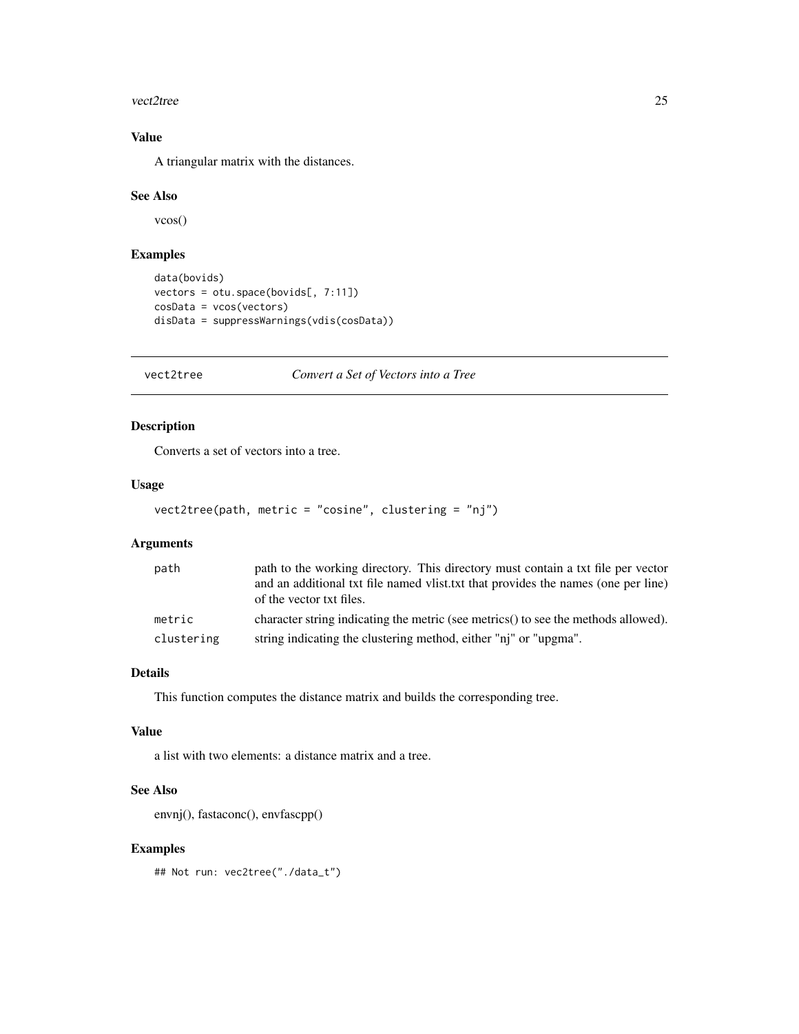### Value

A triangular matrix with the distances.

### See Also

vcos()

### Examples

```
data(bovids)
vectors = otu.space(bovids[, 7:11])
cosData = vcos(vectors)
disData = suppressWarnings(vdis(cosData))
```

---

## vect2tree *Convert a Set of Vectors into a Tree*

---

### Description

Converts a set of vectors into a tree.

### Usage

```
vect2tree(path, metric = "cosine", clustering = "nj")
```

### Arguments

| | |
|---|---|
| path | path to the working directory. This directory must contain a txt file per vector and an additional txt file named vlist.txt that provides the names (one per line) of the vector txt files. |
| metric | character string indicating the metric (see metrics() to see the methods allowed). |
| clustering | string indicating the clustering method, either "nj" or "upgma". |

### Details

This function computes the distance matrix and builds the corresponding tree.

### Value

a list with two elements: a distance matrix and a tree.

### See Also

envnj(), fastaconc(), envfascpp()

### Examples

```
## Not run: vec2tree("./data_t")
```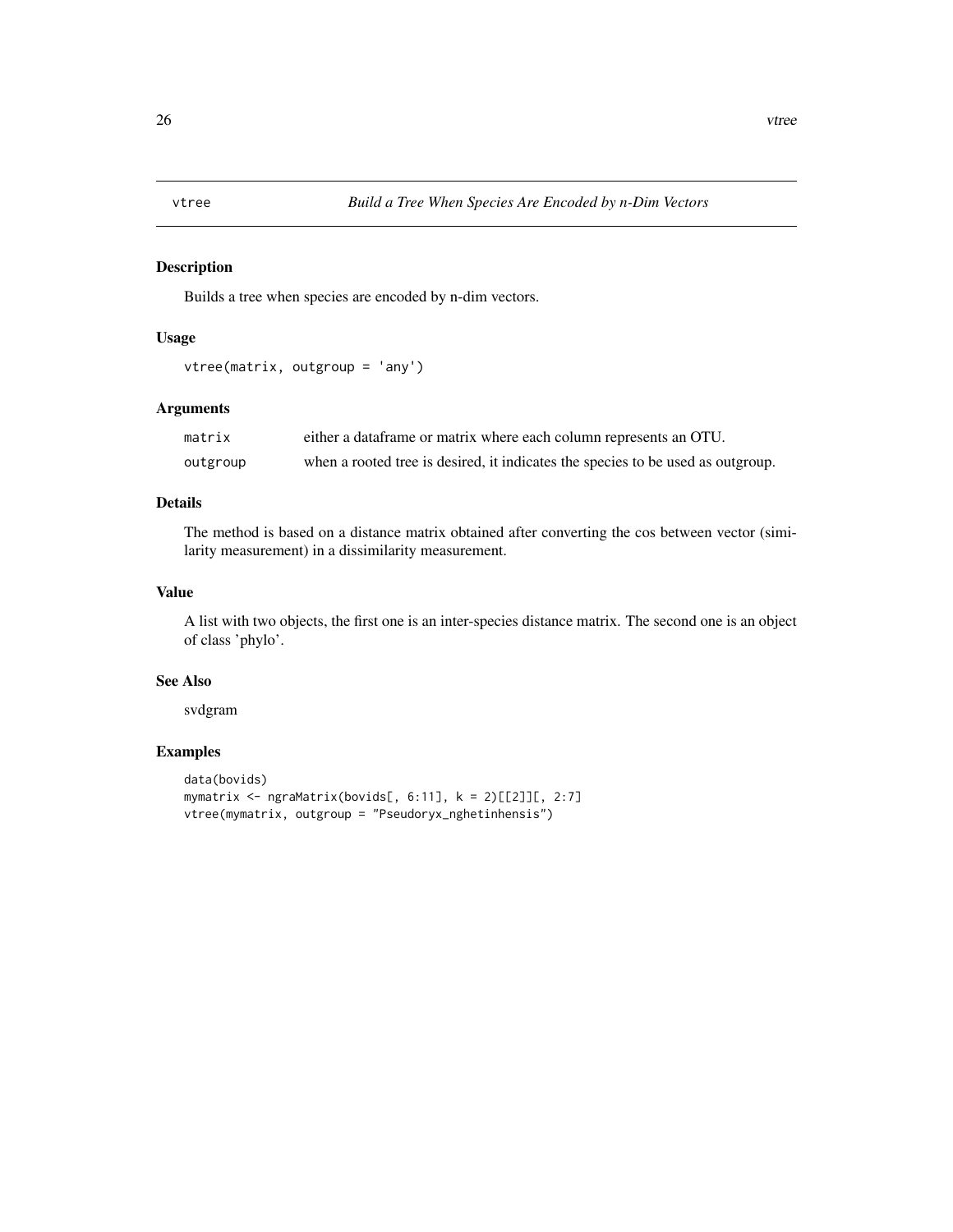# vtree — *Build a Tree When Species Are Encoded by n-Dim Vectors*

## Description

Builds a tree when species are encoded by n-dim vectors.

## Usage

```
vtree(matrix, outgroup = 'any')
```

## Arguments

| | |
|---|---|
| `matrix` | either a dataframe or matrix where each column represents an OTU. |
| `outgroup` | when a rooted tree is desired, it indicates the species to be used as outgroup. |

## Details

The method is based on a distance matrix obtained after converting the cos between vector (similarity measurement) in a dissimilarity measurement.

## Value

A list with two objects, the first one is an inter-species distance matrix. The second one is an object of class 'phylo'.

## See Also

svdgram

## Examples

```
data(bovids)
mymatrix <- ngraMatrix(bovids[, 6:11], k = 2)[[2]][, 2:7]
vtree(mymatrix, outgroup = "Pseudoryx_nghetinhensis")
```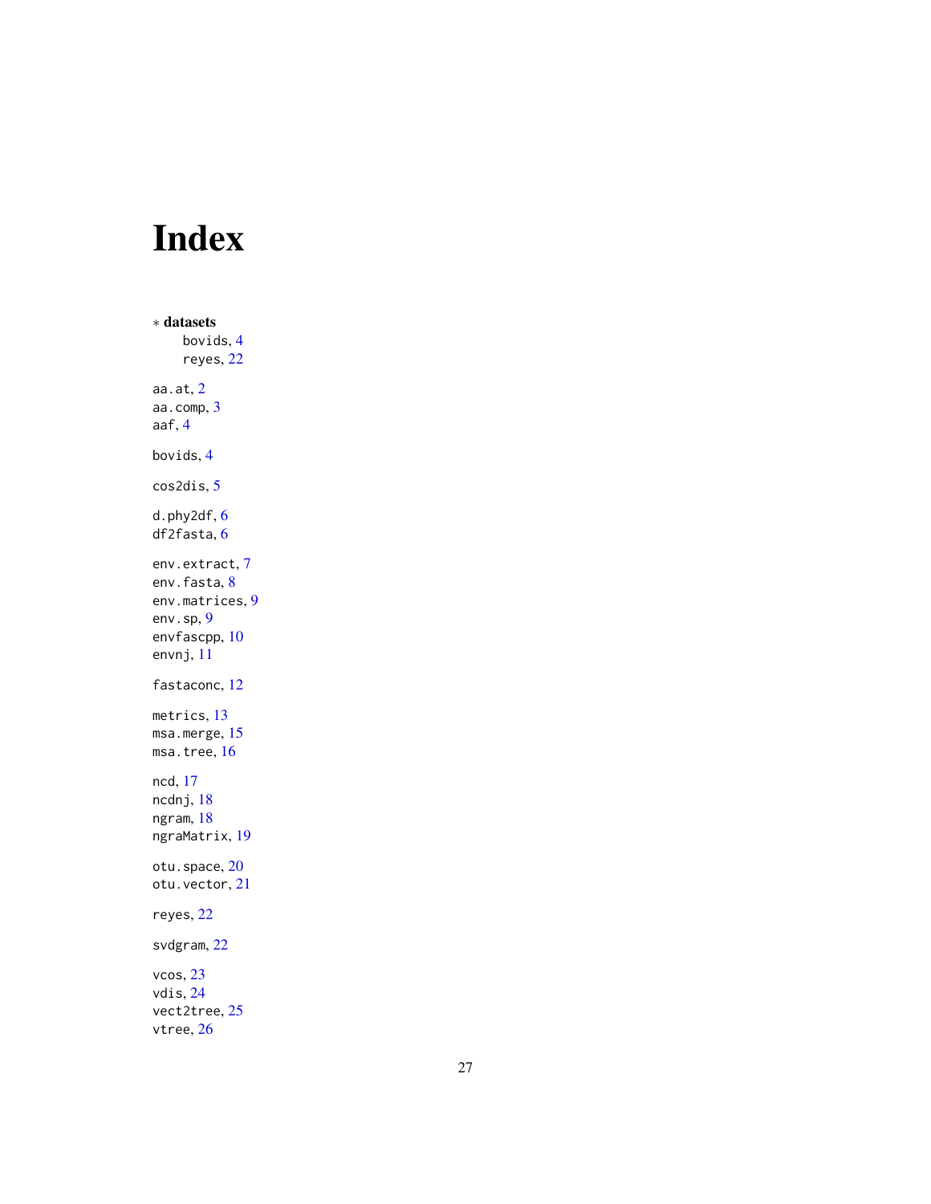# Index

∗ **datasets**

bovids, 4
reyes, 22

aa.at, 2
aa.comp, 3
aaf, 4

bovids, 4

cos2dis, 5

d.phy2df, 6
df2fasta, 6

env.extract, 7
env.fasta, 8
env.matrices, 9
env.sp, 9
envfascpp, 10
envnj, 11

fastaconc, 12

metrics, 13
msa.merge, 15
msa.tree, 16

ncd, 17
ncdnj, 18
ngram, 18
ngraMatrix, 19

otu.space, 20
otu.vector, 21

reyes, 22

svdgram, 22

vcos, 23
vdis, 24
vect2tree, 25
vtree, 26